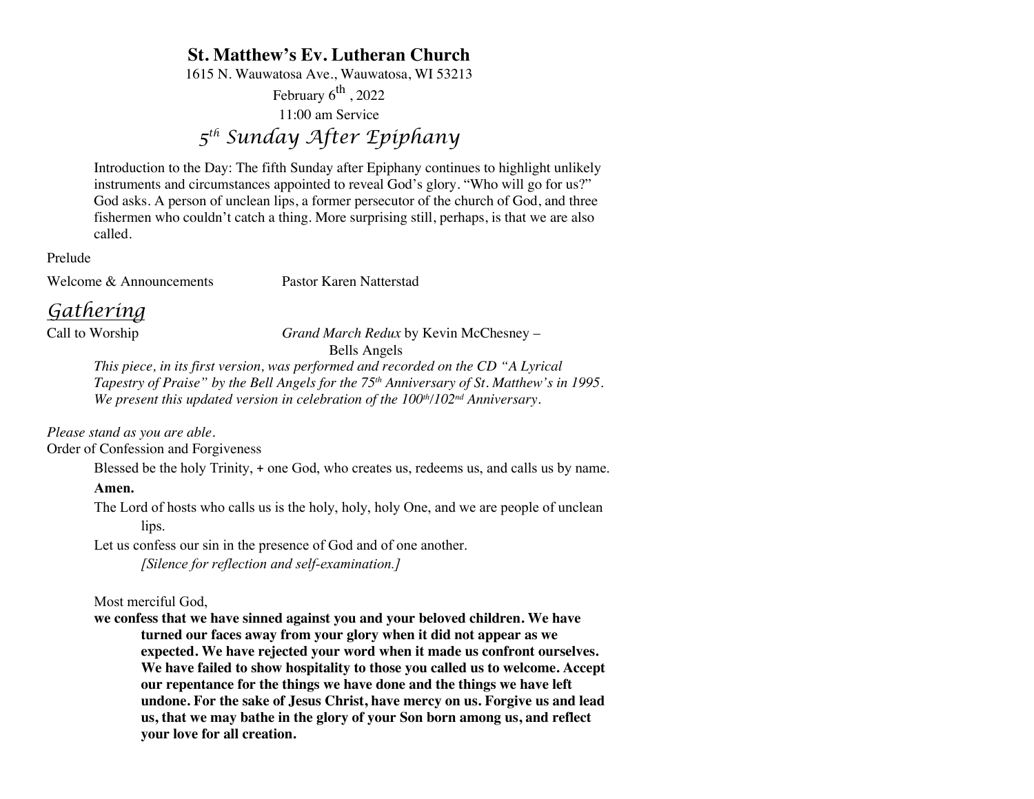# St. Matthew's Ev. Lutheran Church

1615 N. Wauwatosa Ave., Wauwatosa, WI 53213

February 6th, 2022

11:00 am Service

## *5th Sunday After Epiphany*

Introduction to the Day: The fifth Sunday after Epiphany continues to highlight unlikely instruments and circumstances appointed to reveal God's glory. "Who will go for us?" God asks. A person of unclean lips, a former persecutor of the church of God, and three fishermen who couldn't catch a thing. More surprising still, perhaps, is that we are also called.

Prelude

Welcome & Announcements — Pastor Karen Natterstad

## *Gathering*

Call to Worship — *Grand March Redux* by Kevin McChesney – Bells Angels

*This piece, in its first version, was performed and recorded on the CD "A Lyrical Tapestry of Praise" by the Bell Angels for the 75th Anniversary of St. Matthew's in 1995. We present this updated version in celebration of the 100th/102nd Anniversary.*

*Please stand as you are able.*

Order of Confession and Forgiveness

Blessed be the holy Trinity, + one God, who creates us, redeems us, and calls us by name.

**Amen.**

The Lord of hosts who calls us is the holy, holy, holy One, and we are people of unclean lips.

Let us confess our sin in the presence of God and of one another.

*[Silence for reflection and self-examination.]*

Most merciful God,

**we confess that we have sinned against you and your beloved children. We have turned our faces away from your glory when it did not appear as we expected. We have rejected your word when it made us confront ourselves. We have failed to show hospitality to those you called us to welcome. Accept our repentance for the things we have done and the things we have left undone. For the sake of Jesus Christ, have mercy on us. Forgive us and lead us, that we may bathe in the glory of your Son born among us, and reflect your love for all creation.**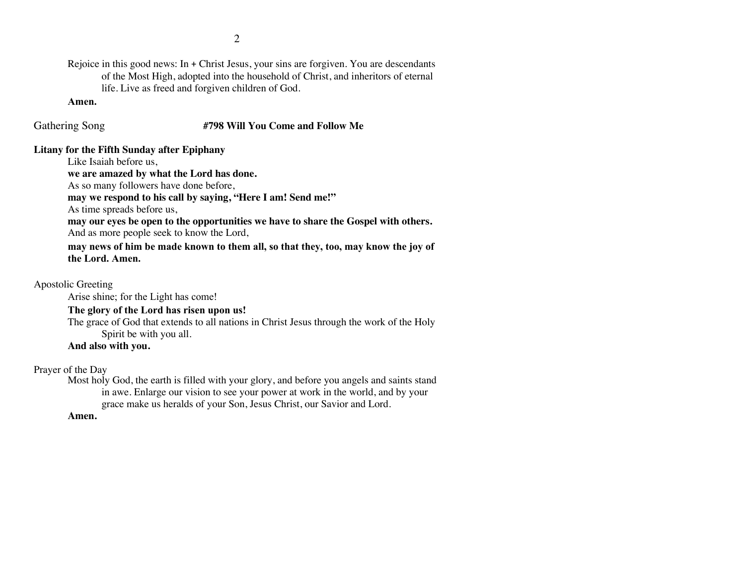Rejoice in this good news: In + Christ Jesus, your sins are forgiven. You are descendants of the Most High, adopted into the household of Christ, and inheritors of eternal life. Live as freed and forgiven children of God.

**Amen.**

Gathering Song **#798 Will You Come and Follow Me**

**Litany for the Fifth Sunday after Epiphany**

Like Isaiah before us,
**we are amazed by what the Lord has done.**
As so many followers have done before,
**may we respond to his call by saying, "Here I am! Send me!"**
As time spreads before us,
**may our eyes be open to the opportunities we have to share the Gospel with others.**
And as more people seek to know the Lord,
**may news of him be made known to them all, so that they, too, may know the joy of the Lord. Amen.**

Apostolic Greeting

Arise shine; for the Light has come!
**The glory of the Lord has risen upon us!**
The grace of God that extends to all nations in Christ Jesus through the work of the Holy Spirit be with you all.
**And also with you.**

Prayer of the Day

Most holy God, the earth is filled with your glory, and before you angels and saints stand in awe. Enlarge our vision to see your power at work in the world, and by your grace make us heralds of your Son, Jesus Christ, our Savior and Lord.
**Amen.**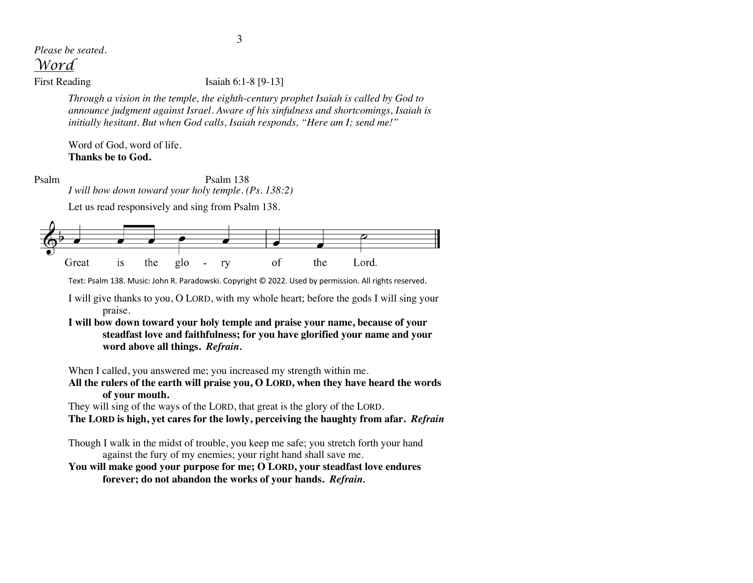*Please be seated.*

## *Word*

First Reading Isaiah 6:1-8 [9-13]

*Through a vision in the temple, the eighth-century prophet Isaiah is called by God to announce judgment against Israel. Aware of his sinfulness and shortcomings, Isaiah is initially hesitant. But when God calls, Isaiah responds, "Here am I; send me!"*

Word of God, word of life.
**Thanks be to God.**

Psalm Psalm 138

*I will bow down toward your holy temple. (Ps. 138:2)*

Let us read responsively and sing from Psalm 138.

Great is the glo - ry of the Lord.

Text: Psalm 138. Music: John R. Paradowski. Copyright © 2022. Used by permission. All rights reserved.

I will give thanks to you, O LORD, with my whole heart; before the gods I will sing your praise.
**I will bow down toward your holy temple and praise your name, because of your steadfast love and faithfulness; for you have glorified your name and your word above all things.** ***Refrain.***

When I called, you answered me; you increased my strength within me.
**All the rulers of the earth will praise you, O LORD, when they have heard the words of your mouth.**
They will sing of the ways of the LORD, that great is the glory of the LORD.
**The LORD is high, yet cares for the lowly, perceiving the haughty from afar.** ***Refrain***

Though I walk in the midst of trouble, you keep me safe; you stretch forth your hand against the fury of my enemies; your right hand shall save me.
**You will make good your purpose for me; O LORD, your steadfast love endures forever; do not abandon the works of your hands.** ***Refrain.***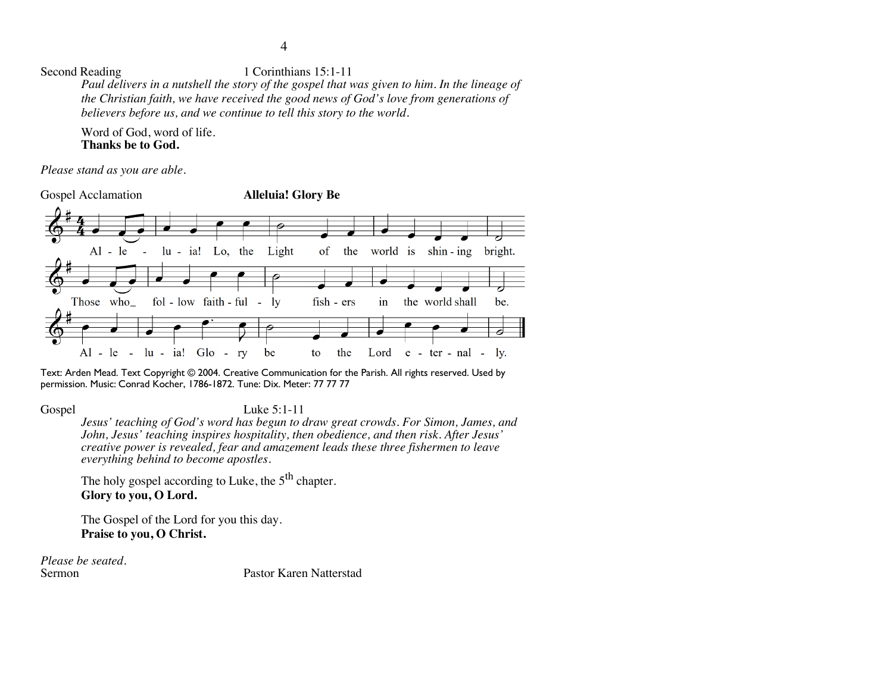Second Reading 1 Corinthians 15:1-11

*Paul delivers in a nutshell the story of the gospel that was given to him. In the lineage of the Christian faith, we have received the good news of God's love from generations of believers before us, and we continue to tell this story to the world.*

Word of God, word of life.
**Thanks be to God.**

*Please stand as you are able.*

Gospel Acclamation **Alleluia! Glory Be**

Al - le - lu - ia! Lo, the Light of the world is shin - ing bright.
Those who fol - low faith - ful - ly fish - ers in the world shall be.
Al - le - lu - ia! Glo - ry be to the Lord e - ter - nal - ly.

Text: Arden Mead. Text Copyright © 2004. Creative Communication for the Parish. All rights reserved. Used by permission. Music: Conrad Kocher, 1786-1872. Tune: Dix. Meter: 77 77 77

Gospel Luke 5:1-11

*Jesus' teaching of God's word has begun to draw great crowds. For Simon, James, and John, Jesus' teaching inspires hospitality, then obedience, and then risk. After Jesus' creative power is revealed, fear and amazement leads these three fishermen to leave everything behind to become apostles.*

The holy gospel according to Luke, the 5th chapter.
**Glory to you, O Lord.**

The Gospel of the Lord for you this day.
**Praise to you, O Christ.**

*Please be seated.*

Sermon Pastor Karen Natterstad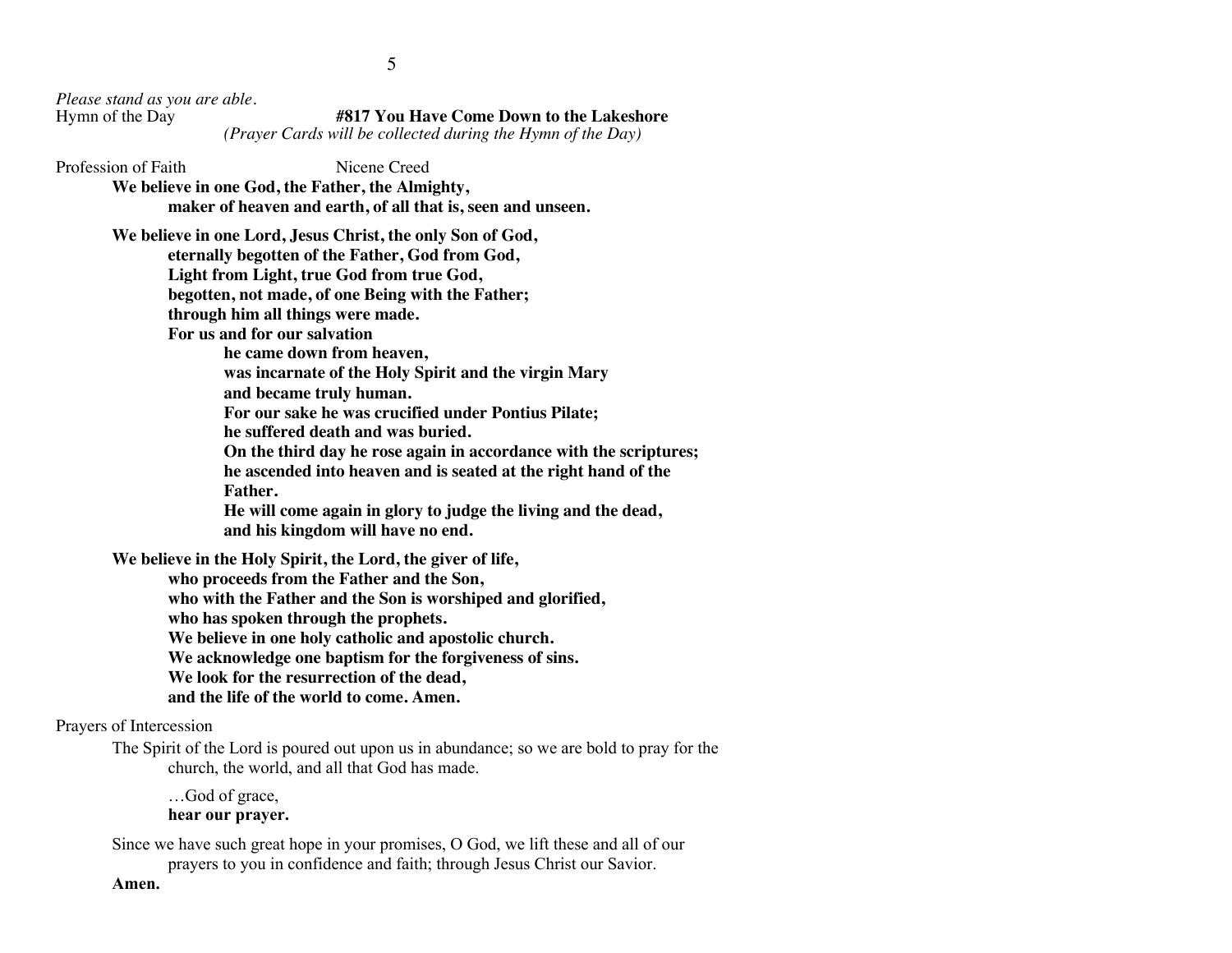*Please stand as you are able.*

Hymn of the Day **#817 You Have Come Down to the Lakeshore**

*(Prayer Cards will be collected during the Hymn of the Day)*

Profession of Faith Nicene Creed

**We believe in one God, the Father, the Almighty,**
**maker of heaven and earth, of all that is, seen and unseen.**

**We believe in one Lord, Jesus Christ, the only Son of God,**
**eternally begotten of the Father, God from God,**
**Light from Light, true God from true God,**
**begotten, not made, of one Being with the Father;**
**through him all things were made.**
**For us and for our salvation**
**he came down from heaven,**
**was incarnate of the Holy Spirit and the virgin Mary**
**and became truly human.**
**For our sake he was crucified under Pontius Pilate;**
**he suffered death and was buried.**
**On the third day he rose again in accordance with the scriptures;**
**he ascended into heaven and is seated at the right hand of the Father.**
**He will come again in glory to judge the living and the dead,**
**and his kingdom will have no end.**

**We believe in the Holy Spirit, the Lord, the giver of life,**
**who proceeds from the Father and the Son,**
**who with the Father and the Son is worshiped and glorified,**
**who has spoken through the prophets.**
**We believe in one holy catholic and apostolic church.**
**We acknowledge one baptism for the forgiveness of sins.**
**We look for the resurrection of the dead,**
**and the life of the world to come. Amen.**

Prayers of Intercession

The Spirit of the Lord is poured out upon us in abundance; so we are bold to pray for the church, the world, and all that God has made.

…God of grace,
**hear our prayer.**

Since we have such great hope in your promises, O God, we lift these and all of our prayers to you in confidence and faith; through Jesus Christ our Savior.
**Amen.**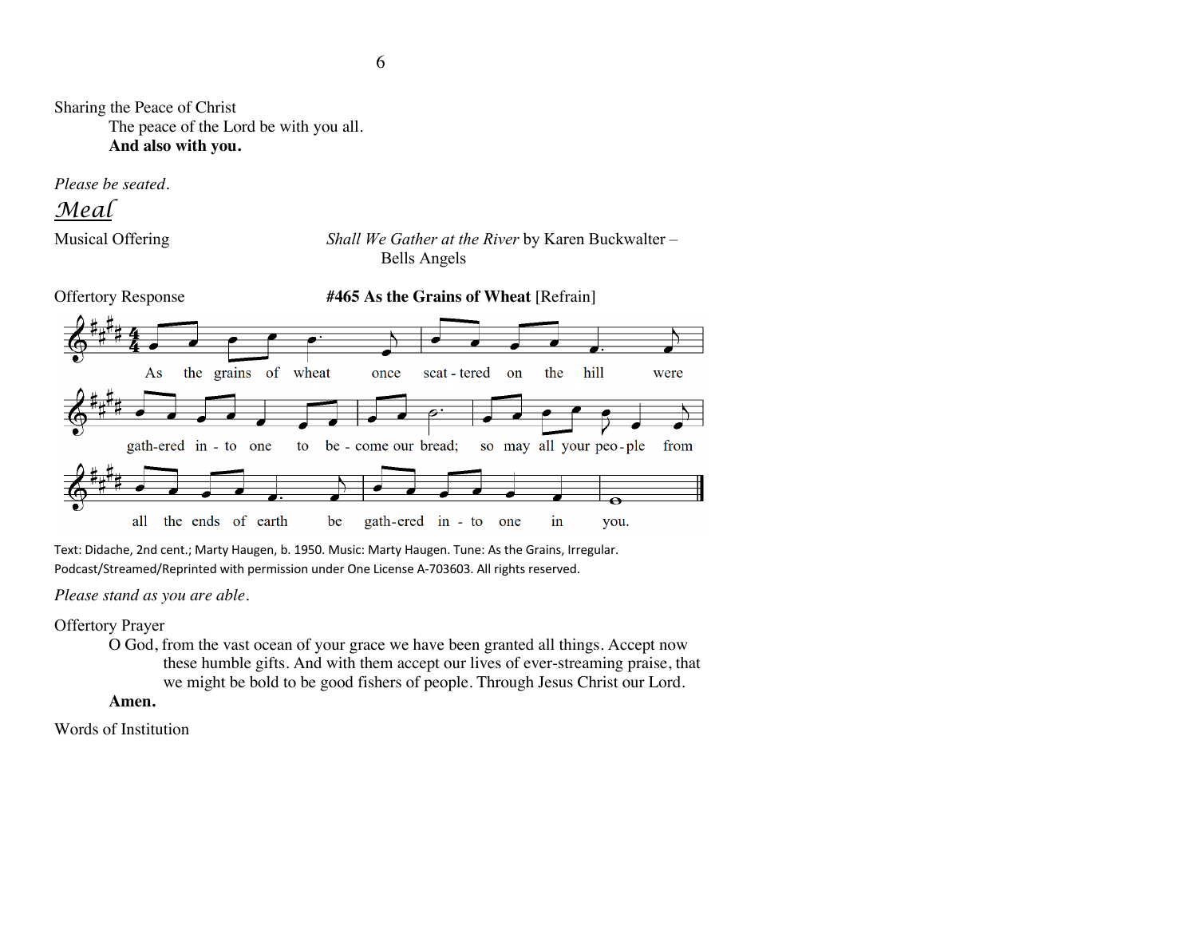Sharing the Peace of Christ

The peace of the Lord be with you all.

**And also with you.**

*Please be seated.*

## *Meal*

Musical Offering — *Shall We Gather at the River* by Karen Buckwalter – Bells Angels

Offertory Response — **#465 As the Grains of Wheat** [Refrain]

As the grains of wheat once scat - tered on the hill were gath-ered in - to one to be - come our bread; so may all your peo - ple from all the ends of earth be gath-ered in - to one in you.

Text: Didache, 2nd cent.; Marty Haugen, b. 1950. Music: Marty Haugen. Tune: As the Grains, Irregular. Podcast/Streamed/Reprinted with permission under One License A-703603. All rights reserved.

*Please stand as you are able.*

Offertory Prayer

O God, from the vast ocean of your grace we have been granted all things. Accept now these humble gifts. And with them accept our lives of ever-streaming praise, that we might be bold to be good fishers of people. Through Jesus Christ our Lord.

**Amen.**

Words of Institution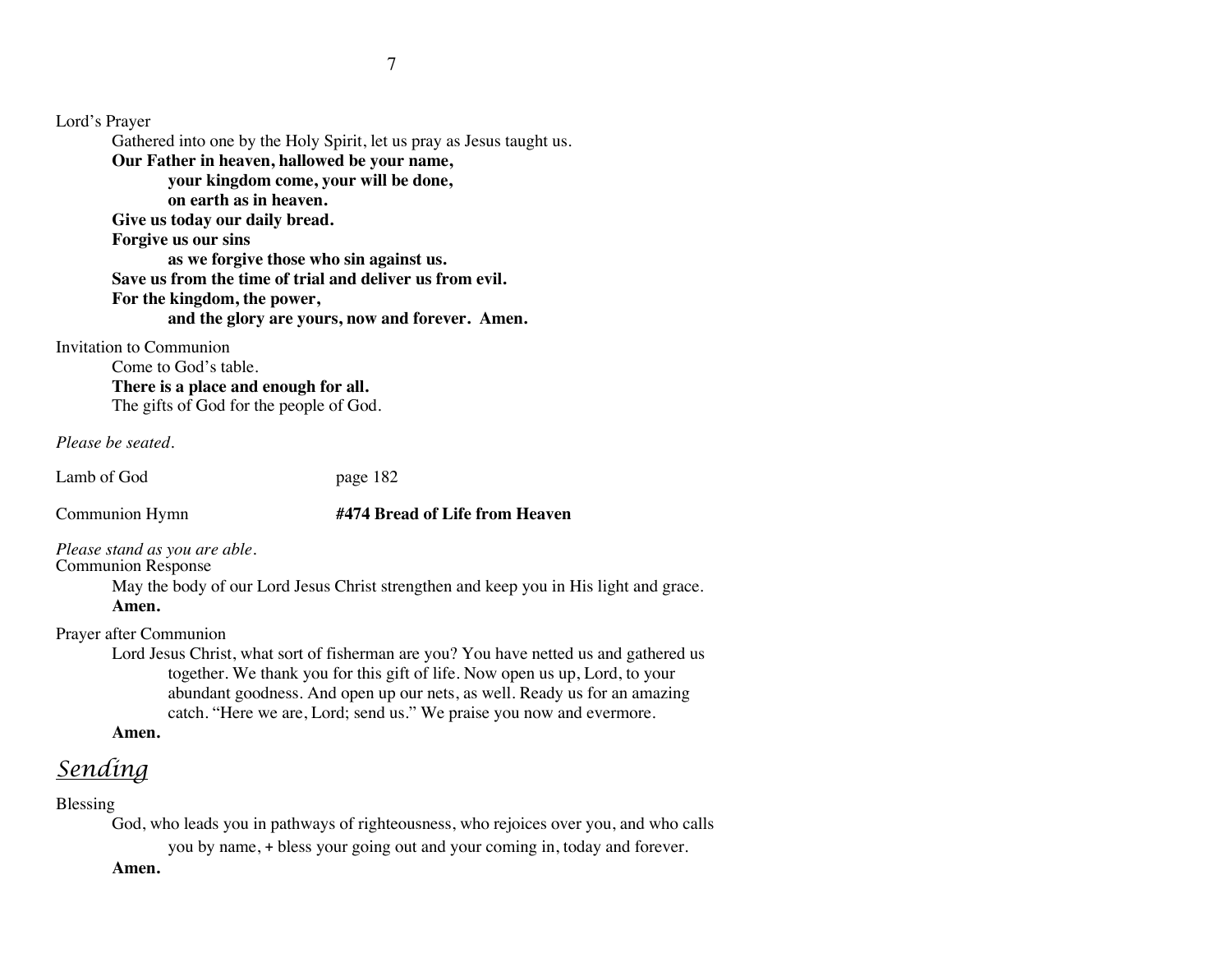Lord's Prayer

Gathered into one by the Holy Spirit, let us pray as Jesus taught us.

**Our Father in heaven, hallowed be your name,**
**your kingdom come, your will be done,**
**on earth as in heaven.**
**Give us today our daily bread.**
**Forgive us our sins**
**as we forgive those who sin against us.**
**Save us from the time of trial and deliver us from evil.**
**For the kingdom, the power,**
**and the glory are yours, now and forever. Amen.**

Invitation to Communion

Come to God's table.
**There is a place and enough for all.**
The gifts of God for the people of God.

*Please be seated.*

Lamb of God page 182

Communion Hymn **#474 Bread of Life from Heaven**

*Please stand as you are able.*

Communion Response

May the body of our Lord Jesus Christ strengthen and keep you in His light and grace.
**Amen.**

Prayer after Communion

Lord Jesus Christ, what sort of fisherman are you? You have netted us and gathered us together. We thank you for this gift of life. Now open us up, Lord, to your abundant goodness. And open up our nets, as well. Ready us for an amazing catch. "Here we are, Lord; send us." We praise you now and evermore.
**Amen.**

## *Sending*

Blessing

God, who leads you in pathways of righteousness, who rejoices over you, and who calls you by name, + bless your going out and your coming in, today and forever.
**Amen.**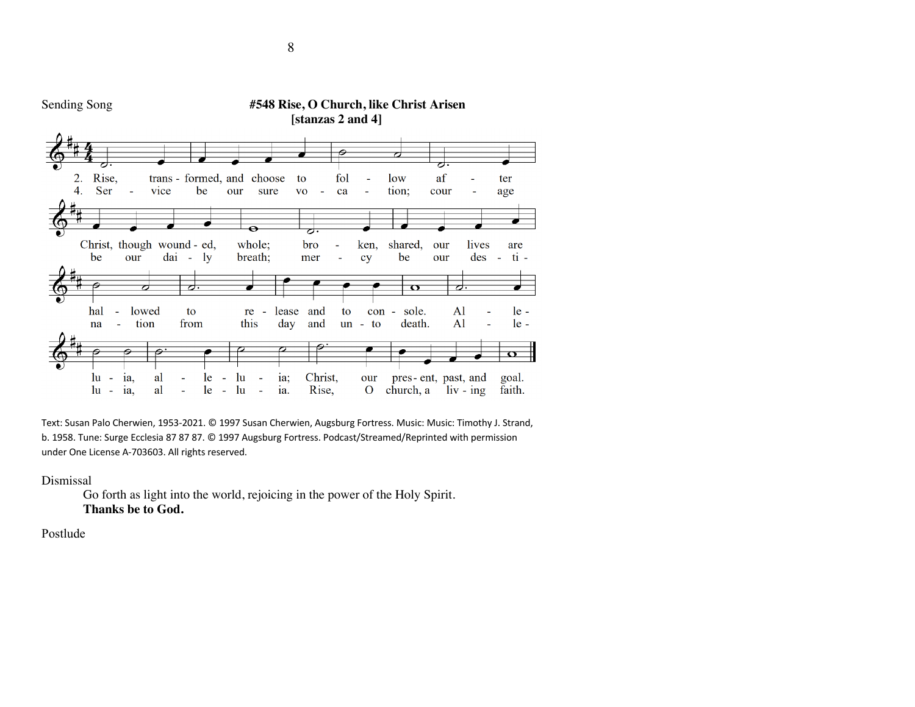Sending Song

## #548 Rise, O Church, like Christ Arisen
### [stanzas 2 and 4]

2. Rise, trans - formed, and choose to fol - low af - ter Christ, though wound - ed, whole; bro - ken, shared, our lives are hal - lowed to re - lease and to con - sole. Al - le - lu - ia, al - le - lu - ia; Christ, our pres - ent, past, and goal.

4. Ser - vice be our sure vo - ca - tion; cour - age be our dai - ly breath; mer - cy be our des - ti - na - tion from this day and un - to death. Al - le - lu - ia, al - le - lu - ia. Rise, O church, a liv - ing faith.

Text: Susan Palo Cherwien, 1953-2021. © 1997 Susan Cherwien, Augsburg Fortress. Music: Music: Timothy J. Strand, b. 1958. Tune: Surge Ecclesia 87 87 87. © 1997 Augsburg Fortress. Podcast/Streamed/Reprinted with permission under One License A-703603. All rights reserved.

Dismissal

Go forth as light into the world, rejoicing in the power of the Holy Spirit.
**Thanks be to God.**

Postlude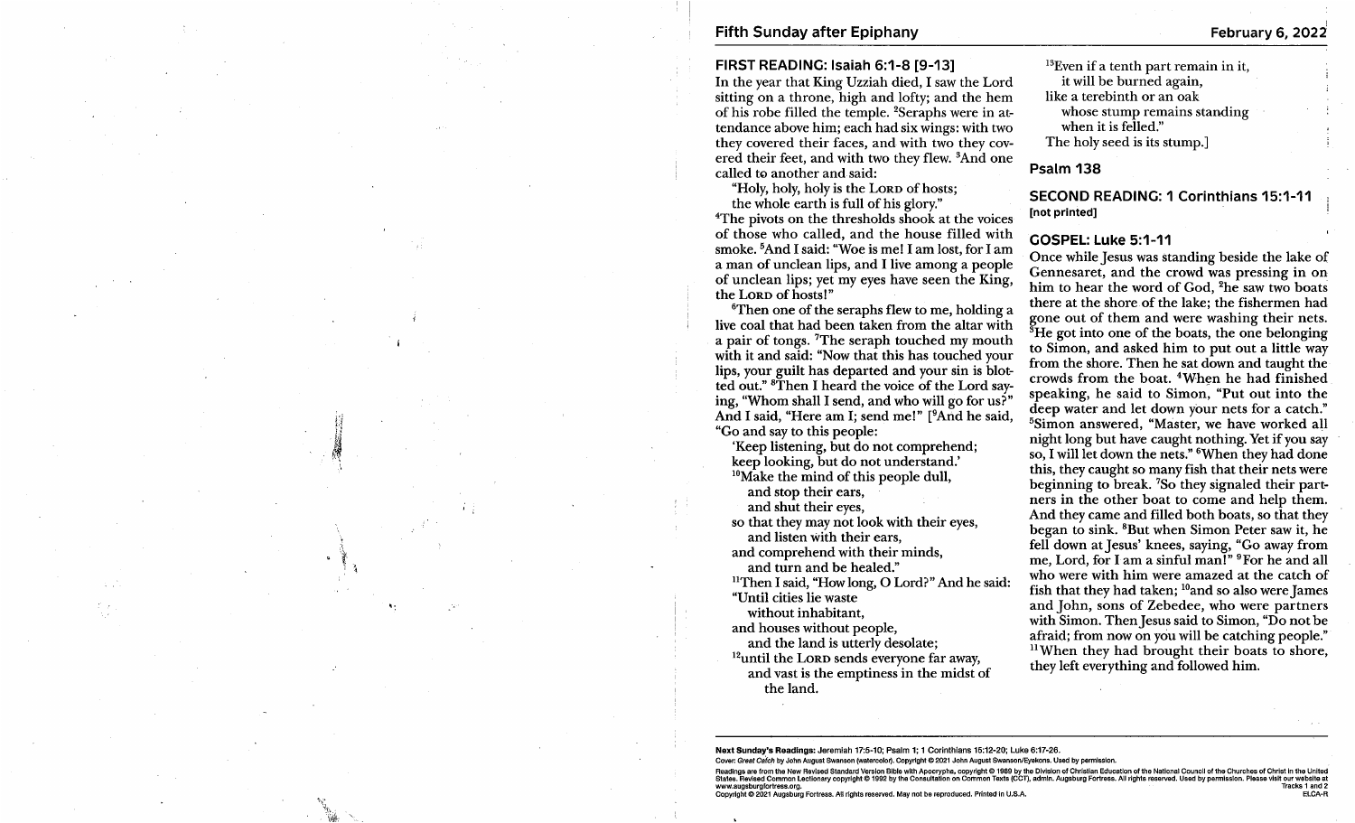## Fifth Sunday after Epiphany

February 6, 2022

### FIRST READING: Isaiah 6:1-8 [9-13]

In the year that King Uzziah died, I saw the Lord sitting on a throne, high and lofty; and the hem of his robe filled the temple. [2]Seraphs were in attendance above him; each had six wings: with two they covered their faces, and with two they covered their feet, and with two they flew. [3]And one called to another and said:

"Holy, holy, holy is the LORD of hosts;
the whole earth is full of his glory."

[4]The pivots on the thresholds shook at the voices of those who called, and the house filled with smoke. [5]And I said: "Woe is me! I am lost, for I am a man of unclean lips, and I live among a people of unclean lips; yet my eyes have seen the King, the LORD of hosts!"

[6]Then one of the seraphs flew to me, holding a live coal that had been taken from the altar with a pair of tongs. [7]The seraph touched my mouth with it and said: "Now that this has touched your lips, your guilt has departed and your sin is blotted out." [8]Then I heard the voice of the Lord saying, "Whom shall I send, and who will go for us?" And I said, "Here am I; send me!" [[9]And he said, "Go and say to this people:

'Keep listening, but do not comprehend;
keep looking, but do not understand.'
[10]Make the mind of this people dull,
and stop their ears,
and shut their eyes,
so that they may not look with their eyes,
and listen with their ears,
and comprehend with their minds,
and turn and be healed."

[11]Then I said, "How long, O Lord?" And he said:
"Until cities lie waste
without inhabitant,
and houses without people,
and the land is utterly desolate;
[12]until the LORD sends everyone far away,
and vast is the emptiness in the midst of
the land.
[13]Even if a tenth part remain in it,
it will be burned again,
like a terebinth or an oak
whose stump remains standing
when it is felled."
The holy seed is its stump.]

### Psalm 138

### SECOND READING: 1 Corinthians 15:1-11

[not printed]

### GOSPEL: Luke 5:1-11

Once while Jesus was standing beside the lake of Gennesaret, and the crowd was pressing in on him to hear the word of God, [2]he saw two boats there at the shore of the lake; the fishermen had gone out of them and were washing their nets. [3]He got into one of the boats, the one belonging to Simon, and asked him to put out a little way from the shore. Then he sat down and taught the crowds from the boat. [4]When he had finished speaking, he said to Simon, "Put out into the deep water and let down your nets for a catch." [5]Simon answered, "Master, we have worked all night long but have caught nothing. Yet if you say so, I will let down the nets." [6]When they had done this, they caught so many fish that their nets were beginning to break. [7]So they signaled their partners in the other boat to come and help them. And they came and filled both boats, so that they began to sink. [8]But when Simon Peter saw it, he fell down at Jesus' knees, saying, "Go away from me, Lord, for I am a sinful man!" [9]For he and all who were with him were amazed at the catch of fish that they had taken; [10]and so also were James and John, sons of Zebedee, who were partners with Simon. Then Jesus said to Simon, "Do not be afraid; from now on you will be catching people." [11]When they had brought their boats to shore, they left everything and followed him.

---

**Next Sunday's Readings:** Jeremiah 17:5-10; Psalm 1; 1 Corinthians 15:12-20; Luke 6:17-26.

Cover: *Great Catch* by John August Swanson (watercolor). Copyright © 2021 John August Swanson/Eyekons. Used by permission.

Readings are from the New Revised Standard Version Bible with Apocrypha, copyright © 1989 by the Division of Christian Education of the National Council of the Churches of Christ in the United States. Revised Common Lectionary copyright © 1992 by the Consultation on Common Texts (CCT), admin. Augsburg Fortress. All rights reserved. Used by permission. Please visit our website at www.augsburgfortress.org.

Tracks 1 and 2

Copyright © 2021 Augsburg Fortress. All rights reserved. May not be reproduced. Printed in U.S.A.

ELCA-R